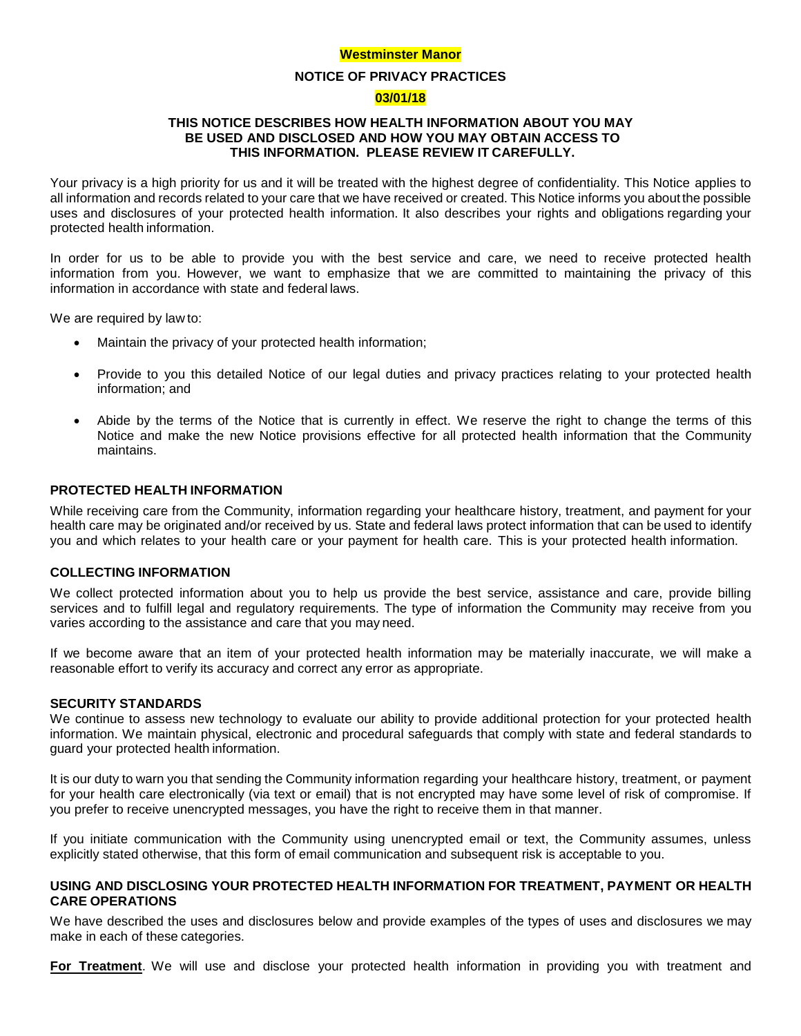**Westminster Manor**

**NOTICE OF PRIVACY PRACTICES**

**03/01/18**

**THIS NOTICE DESCRIBES HOW HEALTH INFORMATION ABOUT YOU MAY BE USED AND DISCLOSED AND HOW YOU MAY OBTAIN ACCESS TO THIS INFORMATION. PLEASE REVIEW IT CAREFULLY.**

Your privacy is a high priority for us and it will be treated with the highest degree of confidentiality. This Notice applies to all information and records related to your care that we have received or created. This Notice informs you about the possible uses and disclosures of your protected health information. It also describes your rights and obligations regarding your protected health information.

In order for us to be able to provide you with the best service and care, we need to receive protected health information from you. However, we want to emphasize that we are committed to maintaining the privacy of this information in accordance with state and federal laws.

We are required by law to:

- Maintain the privacy of your protected health information;
- Provide to you this detailed Notice of our legal duties and privacy practices relating to your protected health information; and
- Abide by the terms of the Notice that is currently in effect. We reserve the right to change the terms of this Notice and make the new Notice provisions effective for all protected health information that the Community maintains.

## PROTECTED HEALTH INFORMATION

While receiving care from the Community, information regarding your healthcare history, treatment, and payment for your health care may be originated and/or received by us. State and federal laws protect information that can be used to identify you and which relates to your health care or your payment for health care. This is your protected health information.

## COLLECTING INFORMATION

We collect protected information about you to help us provide the best service, assistance and care, provide billing services and to fulfill legal and regulatory requirements. The type of information the Community may receive from you varies according to the assistance and care that you may need.

If we become aware that an item of your protected health information may be materially inaccurate, we will make a reasonable effort to verify its accuracy and correct any error as appropriate.

## SECURITY STANDARDS

We continue to assess new technology to evaluate our ability to provide additional protection for your protected health information. We maintain physical, electronic and procedural safeguards that comply with state and federal standards to guard your protected health information.

It is our duty to warn you that sending the Community information regarding your healthcare history, treatment, or payment for your health care electronically (via text or email) that is not encrypted may have some level of risk of compromise. If you prefer to receive unencrypted messages, you have the right to receive them in that manner.

If you initiate communication with the Community using unencrypted email or text, the Community assumes, unless explicitly stated otherwise, that this form of email communication and subsequent risk is acceptable to you.

## USING AND DISCLOSING YOUR PROTECTED HEALTH INFORMATION FOR TREATMENT, PAYMENT OR HEALTH CARE OPERATIONS

We have described the uses and disclosures below and provide examples of the types of uses and disclosures we may make in each of these categories.

**For Treatment**. We will use and disclose your protected health information in providing you with treatment and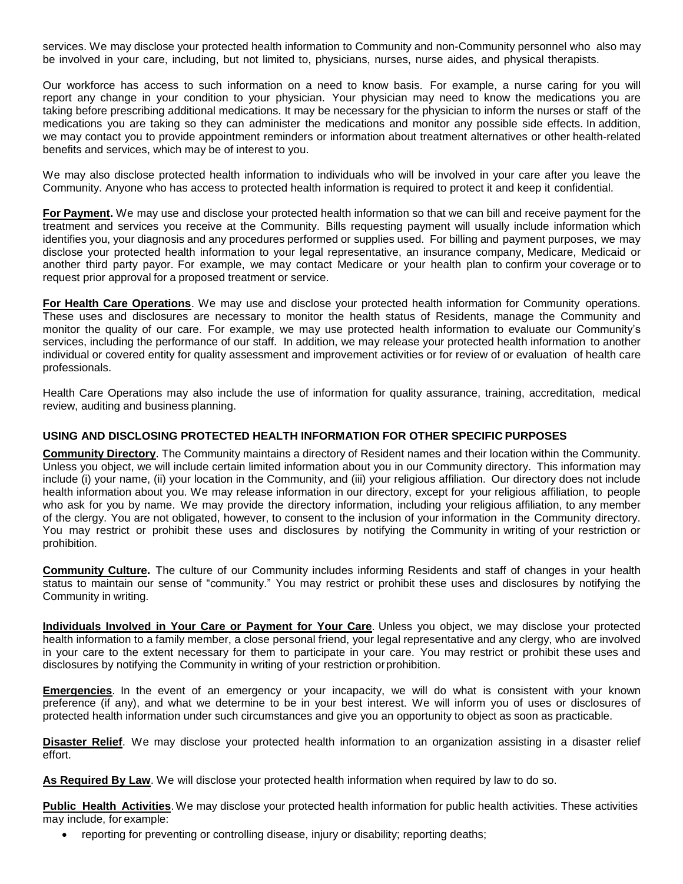services. We may disclose your protected health information to Community and non-Community personnel who also may be involved in your care, including, but not limited to, physicians, nurses, nurse aides, and physical therapists.

Our workforce has access to such information on a need to know basis. For example, a nurse caring for you will report any change in your condition to your physician. Your physician may need to know the medications you are taking before prescribing additional medications. It may be necessary for the physician to inform the nurses or staff of the medications you are taking so they can administer the medications and monitor any possible side effects. In addition, we may contact you to provide appointment reminders or information about treatment alternatives or other health-related benefits and services, which may be of interest to you.

We may also disclose protected health information to individuals who will be involved in your care after you leave the Community. Anyone who has access to protected health information is required to protect it and keep it confidential.

**For Payment.** We may use and disclose your protected health information so that we can bill and receive payment for the treatment and services you receive at the Community. Bills requesting payment will usually include information which identifies you, your diagnosis and any procedures performed or supplies used. For billing and payment purposes, we may disclose your protected health information to your legal representative, an insurance company, Medicare, Medicaid or another third party payor. For example, we may contact Medicare or your health plan to confirm your coverage or to request prior approval for a proposed treatment or service.

**For Health Care Operations**. We may use and disclose your protected health information for Community operations. These uses and disclosures are necessary to monitor the health status of Residents, manage the Community and monitor the quality of our care. For example, we may use protected health information to evaluate our Community's services, including the performance of our staff. In addition, we may release your protected health information to another individual or covered entity for quality assessment and improvement activities or for review of or evaluation of health care professionals.

Health Care Operations may also include the use of information for quality assurance, training, accreditation, medical review, auditing and business planning.

### USING AND DISCLOSING PROTECTED HEALTH INFORMATION FOR OTHER SPECIFIC PURPOSES

**Community Directory**. The Community maintains a directory of Resident names and their location within the Community. Unless you object, we will include certain limited information about you in our Community directory. This information may include (i) your name, (ii) your location in the Community, and (iii) your religious affiliation. Our directory does not include health information about you. We may release information in our directory, except for your religious affiliation, to people who ask for you by name. We may provide the directory information, including your religious affiliation, to any member of the clergy. You are not obligated, however, to consent to the inclusion of your information in the Community directory. You may restrict or prohibit these uses and disclosures by notifying the Community in writing of your restriction or prohibition.

**Community Culture.** The culture of our Community includes informing Residents and staff of changes in your health status to maintain our sense of "community." You may restrict or prohibit these uses and disclosures by notifying the Community in writing.

**Individuals Involved in Your Care or Payment for Your Care**. Unless you object, we may disclose your protected health information to a family member, a close personal friend, your legal representative and any clergy, who are involved in your care to the extent necessary for them to participate in your care. You may restrict or prohibit these uses and disclosures by notifying the Community in writing of your restriction or prohibition.

**Emergencies**. In the event of an emergency or your incapacity, we will do what is consistent with your known preference (if any), and what we determine to be in your best interest. We will inform you of uses or disclosures of protected health information under such circumstances and give you an opportunity to object as soon as practicable.

**Disaster Relief**. We may disclose your protected health information to an organization assisting in a disaster relief effort.

**As Required By Law**. We will disclose your protected health information when required by law to do so.

**Public Health Activities**. We may disclose your protected health information for public health activities. These activities may include, for example:

- reporting for preventing or controlling disease, injury or disability; reporting deaths;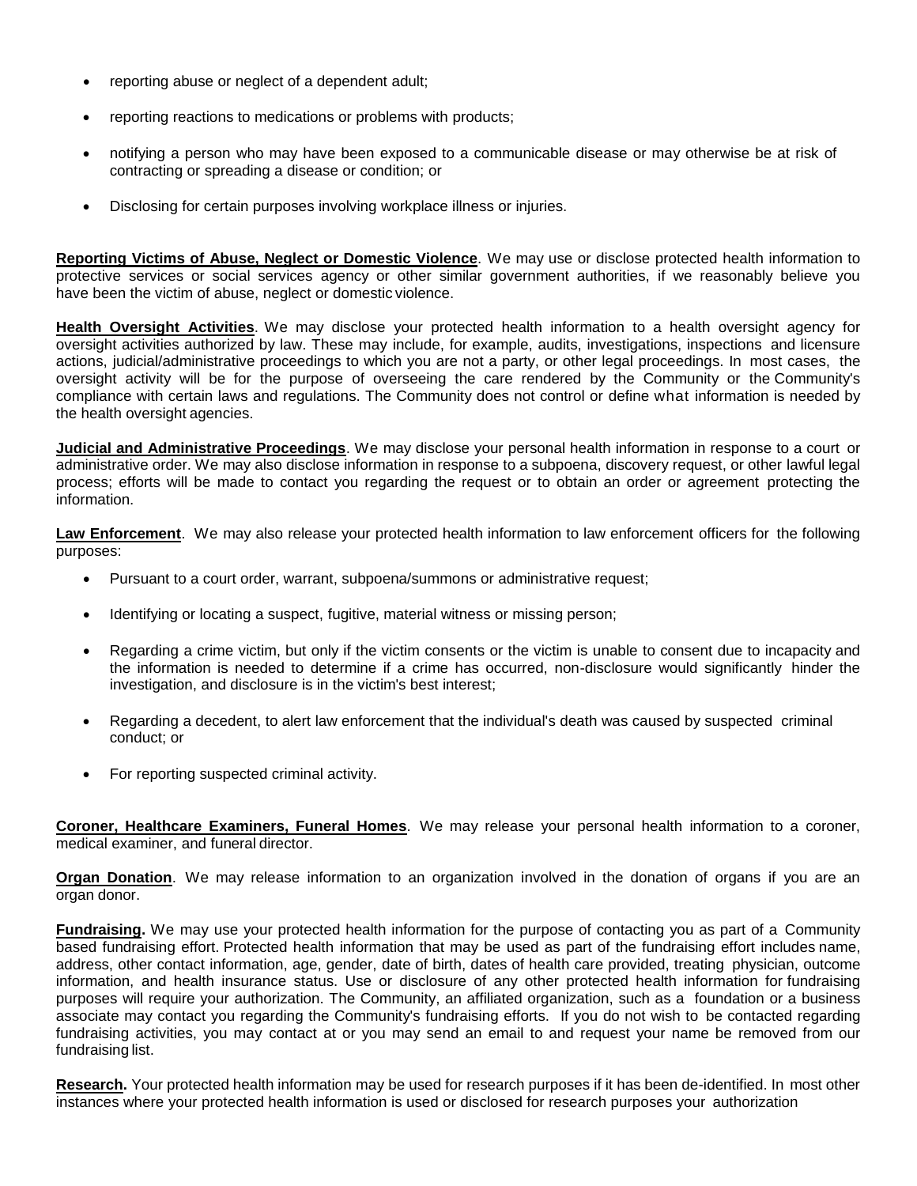- reporting abuse or neglect of a dependent adult;
- reporting reactions to medications or problems with products;
- notifying a person who may have been exposed to a communicable disease or may otherwise be at risk of contracting or spreading a disease or condition; or
- Disclosing for certain purposes involving workplace illness or injuries.

**Reporting Victims of Abuse, Neglect or Domestic Violence**. We may use or disclose protected health information to protective services or social services agency or other similar government authorities, if we reasonably believe you have been the victim of abuse, neglect or domestic violence.

**Health Oversight Activities**. We may disclose your protected health information to a health oversight agency for oversight activities authorized by law. These may include, for example, audits, investigations, inspections and licensure actions, judicial/administrative proceedings to which you are not a party, or other legal proceedings. In most cases, the oversight activity will be for the purpose of overseeing the care rendered by the Community or the Community's compliance with certain laws and regulations. The Community does not control or define what information is needed by the health oversight agencies.

**Judicial and Administrative Proceedings**. We may disclose your personal health information in response to a court or administrative order. We may also disclose information in response to a subpoena, discovery request, or other lawful legal process; efforts will be made to contact you regarding the request or to obtain an order or agreement protecting the information.

**Law Enforcement**. We may also release your protected health information to law enforcement officers for the following purposes:

- Pursuant to a court order, warrant, subpoena/summons or administrative request;
- Identifying or locating a suspect, fugitive, material witness or missing person;
- Regarding a crime victim, but only if the victim consents or the victim is unable to consent due to incapacity and the information is needed to determine if a crime has occurred, non-disclosure would significantly hinder the investigation, and disclosure is in the victim's best interest;
- Regarding a decedent, to alert law enforcement that the individual's death was caused by suspected criminal conduct; or
- For reporting suspected criminal activity.

**Coroner, Healthcare Examiners, Funeral Homes**. We may release your personal health information to a coroner, medical examiner, and funeral director.

**Organ Donation**. We may release information to an organization involved in the donation of organs if you are an organ donor.

**Fundraising.** We may use your protected health information for the purpose of contacting you as part of a Community based fundraising effort. Protected health information that may be used as part of the fundraising effort includes name, address, other contact information, age, gender, date of birth, dates of health care provided, treating physician, outcome information, and health insurance status. Use or disclosure of any other protected health information for fundraising purposes will require your authorization. The Community, an affiliated organization, such as a foundation or a business associate may contact you regarding the Community's fundraising efforts. If you do not wish to be contacted regarding fundraising activities, you may contact at or you may send an email to and request your name be removed from our fundraising list.

**Research.** Your protected health information may be used for research purposes if it has been de-identified. In most other instances where your protected health information is used or disclosed for research purposes your authorization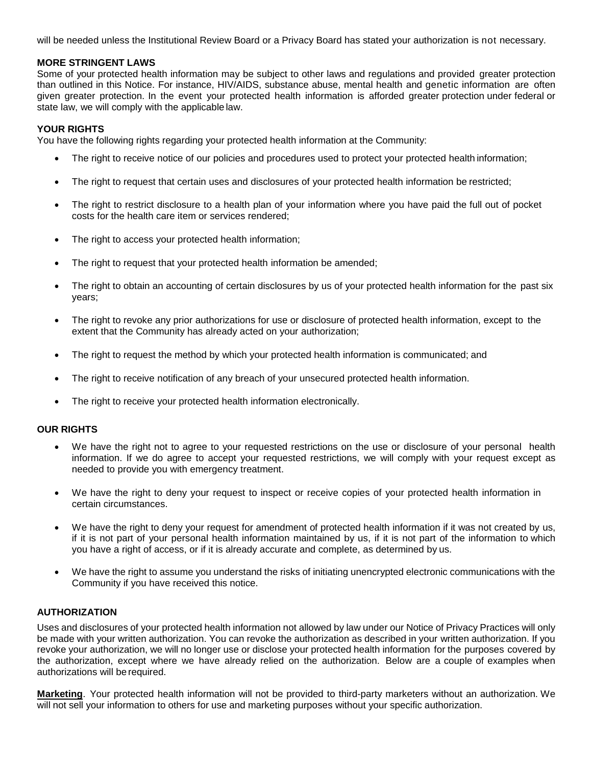will be needed unless the Institutional Review Board or a Privacy Board has stated your authorization is not necessary.

**MORE STRINGENT LAWS**

Some of your protected health information may be subject to other laws and regulations and provided greater protection than outlined in this Notice. For instance, HIV/AIDS, substance abuse, mental health and genetic information are often given greater protection. In the event your protected health information is afforded greater protection under federal or state law, we will comply with the applicable law.

**YOUR RIGHTS**

You have the following rights regarding your protected health information at the Community:

- The right to receive notice of our policies and procedures used to protect your protected health information;
- The right to request that certain uses and disclosures of your protected health information be restricted;
- The right to restrict disclosure to a health plan of your information where you have paid the full out of pocket costs for the health care item or services rendered;
- The right to access your protected health information;
- The right to request that your protected health information be amended;
- The right to obtain an accounting of certain disclosures by us of your protected health information for the past six years;
- The right to revoke any prior authorizations for use or disclosure of protected health information, except to the extent that the Community has already acted on your authorization;
- The right to request the method by which your protected health information is communicated; and
- The right to receive notification of any breach of your unsecured protected health information.
- The right to receive your protected health information electronically.

**OUR RIGHTS**

- We have the right not to agree to your requested restrictions on the use or disclosure of your personal health information. If we do agree to accept your requested restrictions, we will comply with your request except as needed to provide you with emergency treatment.
- We have the right to deny your request to inspect or receive copies of your protected health information in certain circumstances.
- We have the right to deny your request for amendment of protected health information if it was not created by us, if it is not part of your personal health information maintained by us, if it is not part of the information to which you have a right of access, or if it is already accurate and complete, as determined by us.
- We have the right to assume you understand the risks of initiating unencrypted electronic communications with the Community if you have received this notice.

**AUTHORIZATION**

Uses and disclosures of your protected health information not allowed by law under our Notice of Privacy Practices will only be made with your written authorization. You can revoke the authorization as described in your written authorization. If you revoke your authorization, we will no longer use or disclose your protected health information for the purposes covered by the authorization, except where we have already relied on the authorization. Below are a couple of examples when authorizations will be required.

**Marketing**. Your protected health information will not be provided to third-party marketers without an authorization. We will not sell your information to others for use and marketing purposes without your specific authorization.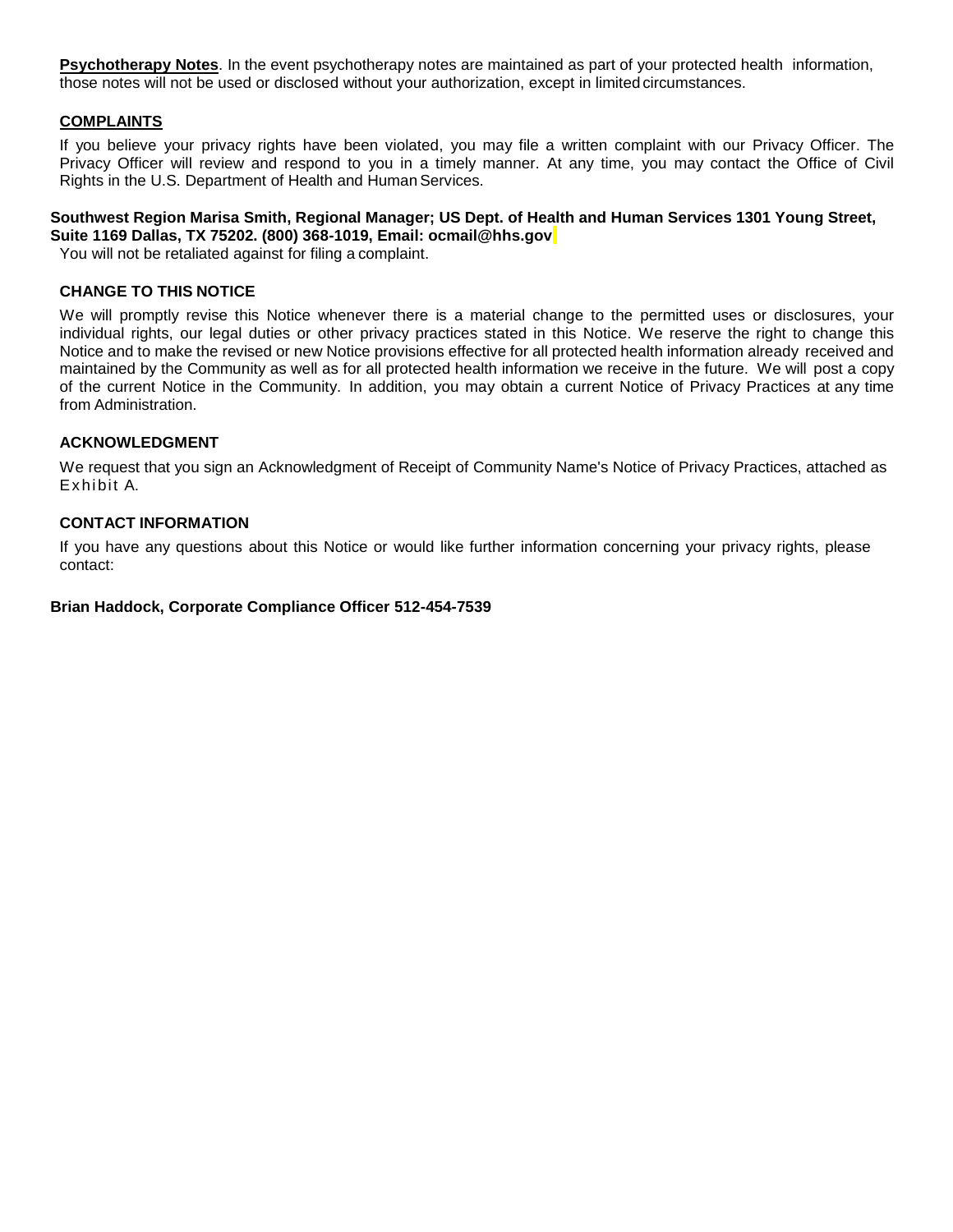**Psychotherapy Notes**. In the event psychotherapy notes are maintained as part of your protected health information, those notes will not be used or disclosed without your authorization, except in limited circumstances.

## COMPLAINTS

If you believe your privacy rights have been violated, you may file a written complaint with our Privacy Officer. The Privacy Officer will review and respond to you in a timely manner. At any time, you may contact the Office of Civil Rights in the U.S. Department of Health and Human Services.

**Southwest Region Marisa Smith, Regional Manager; US Dept. of Health and Human Services 1301 Young Street, Suite 1169 Dallas, TX 75202. (800) 368-1019, Email: ocmail@hhs.gov**

You will not be retaliated against for filing a complaint.

## CHANGE TO THIS NOTICE

We will promptly revise this Notice whenever there is a material change to the permitted uses or disclosures, your individual rights, our legal duties or other privacy practices stated in this Notice. We reserve the right to change this Notice and to make the revised or new Notice provisions effective for all protected health information already received and maintained by the Community as well as for all protected health information we receive in the future. We will post a copy of the current Notice in the Community. In addition, you may obtain a current Notice of Privacy Practices at any time from Administration.

## ACKNOWLEDGMENT

We request that you sign an Acknowledgment of Receipt of Community Name's Notice of Privacy Practices, attached as Exhibit A.

## CONTACT INFORMATION

If you have any questions about this Notice or would like further information concerning your privacy rights, please contact:

**Brian Haddock, Corporate Compliance Officer 512-454-7539**